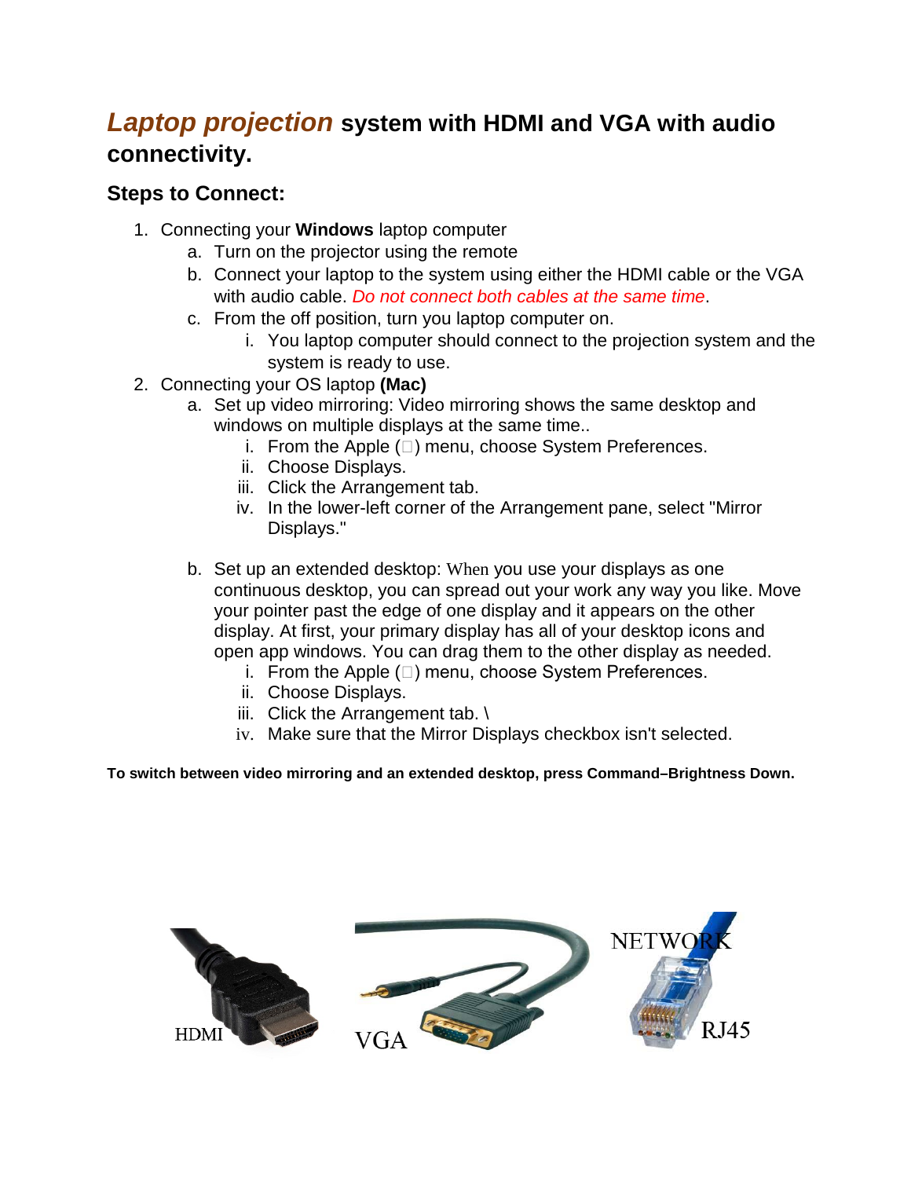# ***Laptop projection*** system with HDMI and VGA with audio connectivity.

## Steps to Connect:

1. Connecting your **Windows** laptop computer
   a. Turn on the projector using the remote
   b. Connect your laptop to the system using either the HDMI cable or the VGA with audio cable. *Do not connect both cables at the same time*.
   c. From the off position, turn you laptop computer on.
      i. You laptop computer should connect to the projection system and the system is ready to use.
2. Connecting your OS laptop **(Mac)**
   a. Set up video mirroring: Video mirroring shows the same desktop and windows on multiple displays at the same time..
      i. From the Apple () menu, choose System Preferences.
      ii. Choose Displays.
      iii. Click the Arrangement tab.
      iv. In the lower-left corner of the Arrangement pane, select "Mirror Displays."

   b. Set up an extended desktop: When you use your displays as one continuous desktop, you can spread out your work any way you like. Move your pointer past the edge of one display and it appears on the other display. At first, your primary display has all of your desktop icons and open app windows. You can drag them to the other display as needed.
      i. From the Apple () menu, choose System Preferences.
      ii. Choose Displays.
      iii. Click the Arrangement tab. \
      iv. Make sure that the Mirror Displays checkbox isn't selected.

**To switch between video mirroring and an extended desktop, press Command–Brightness Down.**

HDMI VGA NETWORK RJ45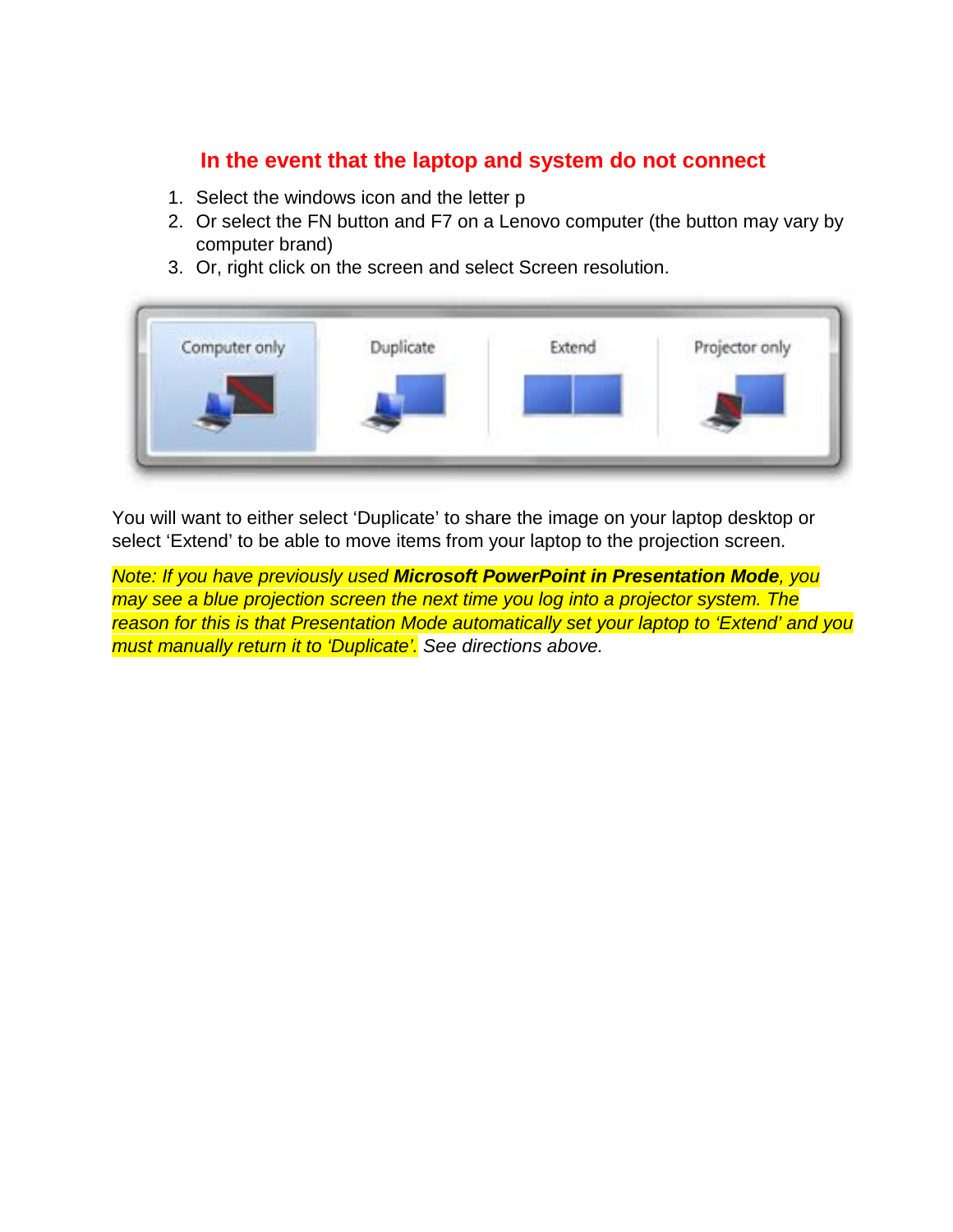## In the event that the laptop and system do not connect

1. Select the windows icon and the letter p
2. Or select the FN button and F7 on a Lenovo computer (the button may vary by computer brand)
3. Or, right click on the screen and select Screen resolution.

Computer only
Duplicate
Extend
Projector only

You will want to either select 'Duplicate' to share the image on your laptop desktop or select 'Extend' to be able to move items from your laptop to the projection screen.

*Note: If you have previously used **Microsoft PowerPoint in Presentation Mode**, you may see a blue projection screen the next time you log into a projector system. The reason for this is that Presentation Mode automatically set your laptop to 'Extend' and you must manually return it to 'Duplicate'. See directions above.*